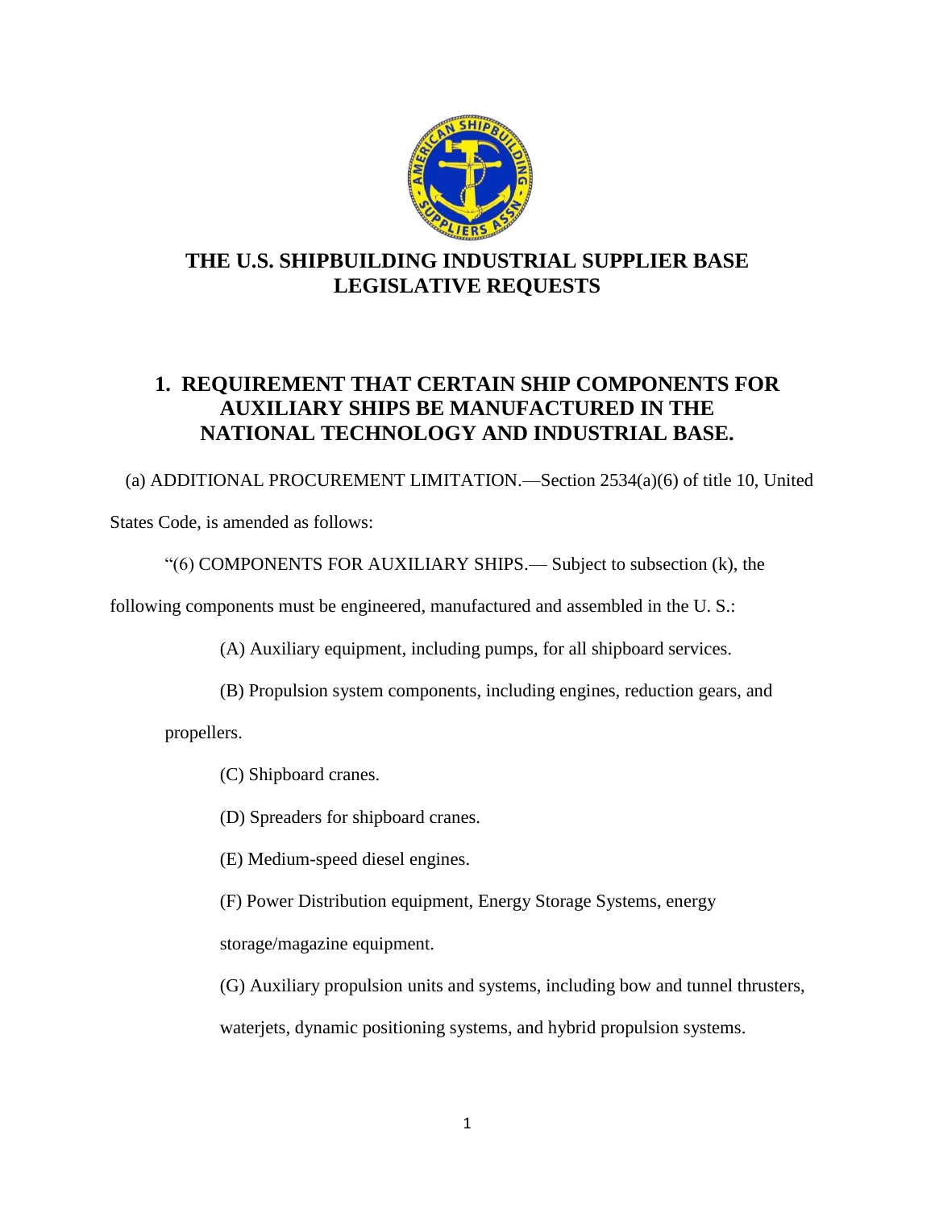# THE U.S. SHIPBUILDING INDUSTRIAL SUPPLIER BASE LEGISLATIVE REQUESTS

## 1. REQUIREMENT THAT CERTAIN SHIP COMPONENTS FOR AUXILIARY SHIPS BE MANUFACTURED IN THE NATIONAL TECHNOLOGY AND INDUSTRIAL BASE.

(a) ADDITIONAL PROCUREMENT LIMITATION.—Section 2534(a)(6) of title 10, United States Code, is amended as follows:

"(6) COMPONENTS FOR AUXILIARY SHIPS.— Subject to subsection (k), the following components must be engineered, manufactured and assembled in the U. S.:

(A) Auxiliary equipment, including pumps, for all shipboard services.

(B) Propulsion system components, including engines, reduction gears, and propellers.

(C) Shipboard cranes.

(D) Spreaders for shipboard cranes.

(E) Medium-speed diesel engines.

(F) Power Distribution equipment, Energy Storage Systems, energy storage/magazine equipment.

(G) Auxiliary propulsion units and systems, including bow and tunnel thrusters, waterjets, dynamic positioning systems, and hybrid propulsion systems.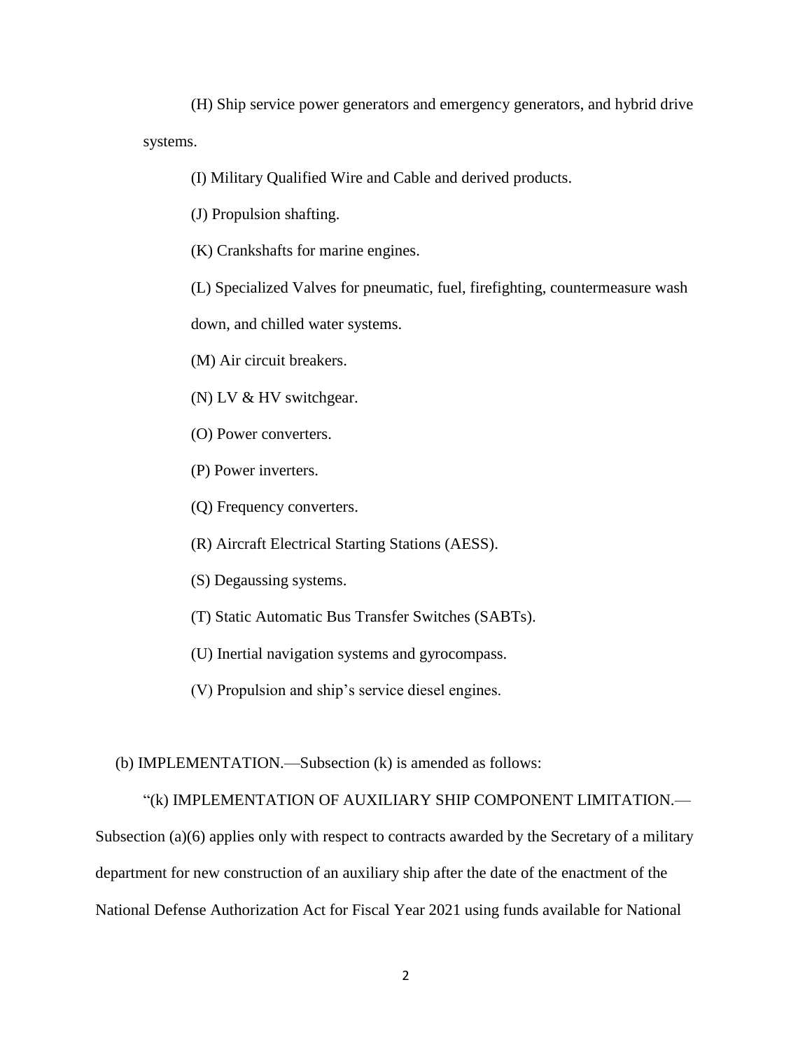(H) Ship service power generators and emergency generators, and hybrid drive systems.

(I) Military Qualified Wire and Cable and derived products.

(J) Propulsion shafting.

(K) Crankshafts for marine engines.

(L) Specialized Valves for pneumatic, fuel, firefighting, countermeasure wash down, and chilled water systems.

(M) Air circuit breakers.

(N) LV & HV switchgear.

(O) Power converters.

(P) Power inverters.

(Q) Frequency converters.

(R) Aircraft Electrical Starting Stations (AESS).

(S) Degaussing systems.

(T) Static Automatic Bus Transfer Switches (SABTs).

(U) Inertial navigation systems and gyrocompass.

(V) Propulsion and ship's service diesel engines.

(b) IMPLEMENTATION.—Subsection (k) is amended as follows:

"(k) IMPLEMENTATION OF AUXILIARY SHIP COMPONENT LIMITATION.— Subsection (a)(6) applies only with respect to contracts awarded by the Secretary of a military department for new construction of an auxiliary ship after the date of the enactment of the National Defense Authorization Act for Fiscal Year 2021 using funds available for National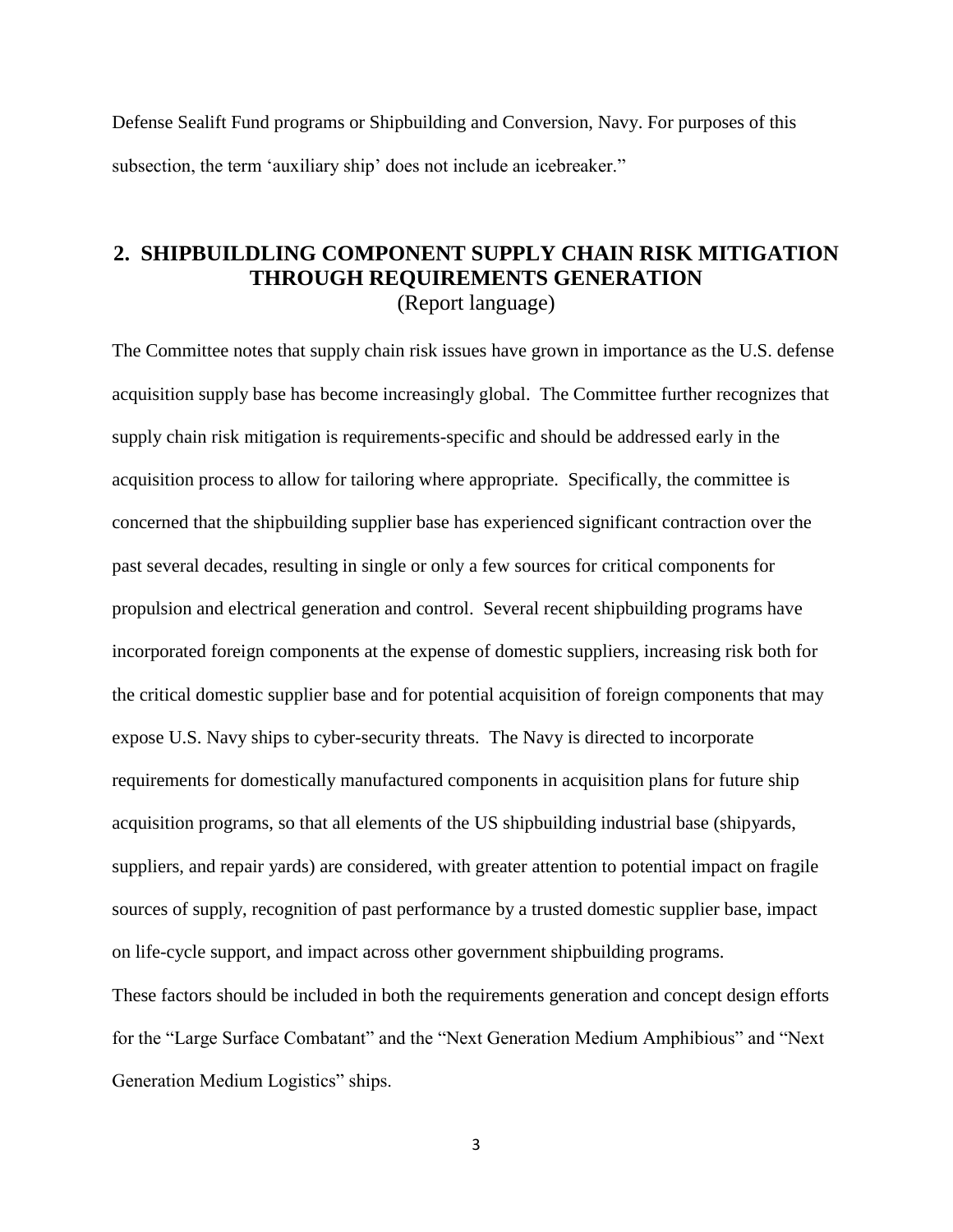Defense Sealift Fund programs or Shipbuilding and Conversion, Navy. For purposes of this subsection, the term 'auxiliary ship' does not include an icebreaker."

## 2. SHIPBUILDLING COMPONENT SUPPLY CHAIN RISK MITIGATION THROUGH REQUIREMENTS GENERATION

(Report language)

The Committee notes that supply chain risk issues have grown in importance as the U.S. defense acquisition supply base has become increasingly global. The Committee further recognizes that supply chain risk mitigation is requirements-specific and should be addressed early in the acquisition process to allow for tailoring where appropriate. Specifically, the committee is concerned that the shipbuilding supplier base has experienced significant contraction over the past several decades, resulting in single or only a few sources for critical components for propulsion and electrical generation and control. Several recent shipbuilding programs have incorporated foreign components at the expense of domestic suppliers, increasing risk both for the critical domestic supplier base and for potential acquisition of foreign components that may expose U.S. Navy ships to cyber-security threats. The Navy is directed to incorporate requirements for domestically manufactured components in acquisition plans for future ship acquisition programs, so that all elements of the US shipbuilding industrial base (shipyards, suppliers, and repair yards) are considered, with greater attention to potential impact on fragile sources of supply, recognition of past performance by a trusted domestic supplier base, impact on life-cycle support, and impact across other government shipbuilding programs.

These factors should be included in both the requirements generation and concept design efforts for the "Large Surface Combatant" and the "Next Generation Medium Amphibious" and "Next Generation Medium Logistics" ships.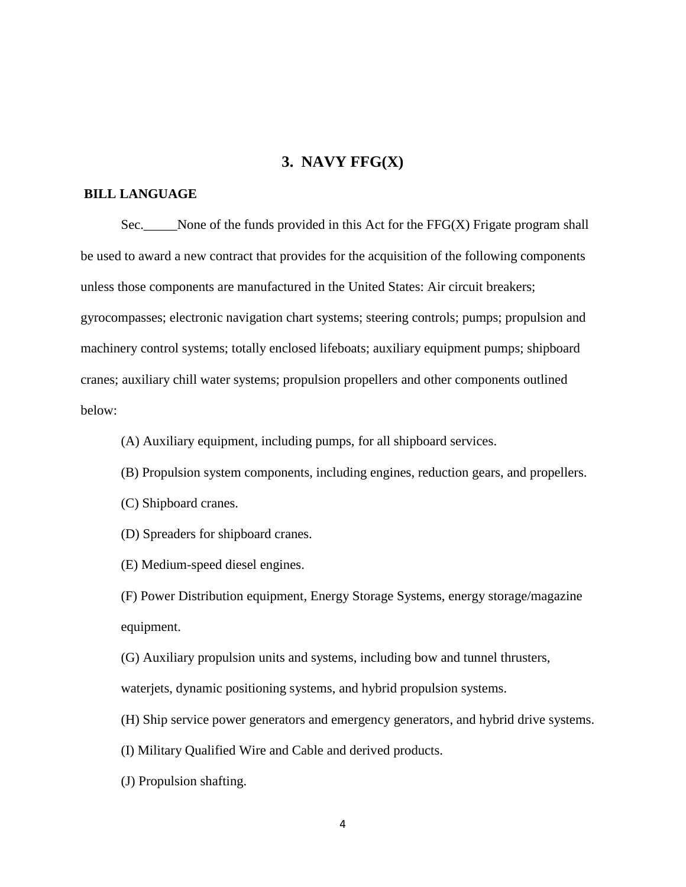## 3. NAVY FFG(X)

**BILL LANGUAGE**

Sec.\_\_\_\_\_None of the funds provided in this Act for the FFG(X) Frigate program shall be used to award a new contract that provides for the acquisition of the following components unless those components are manufactured in the United States: Air circuit breakers; gyrocompasses; electronic navigation chart systems; steering controls; pumps; propulsion and machinery control systems; totally enclosed lifeboats; auxiliary equipment pumps; shipboard cranes; auxiliary chill water systems; propulsion propellers and other components outlined below:

(A) Auxiliary equipment, including pumps, for all shipboard services.

(B) Propulsion system components, including engines, reduction gears, and propellers.

(C) Shipboard cranes.

(D) Spreaders for shipboard cranes.

(E) Medium-speed diesel engines.

(F) Power Distribution equipment, Energy Storage Systems, energy storage/magazine equipment.

(G) Auxiliary propulsion units and systems, including bow and tunnel thrusters, waterjets, dynamic positioning systems, and hybrid propulsion systems.

(H) Ship service power generators and emergency generators, and hybrid drive systems.

(I) Military Qualified Wire and Cable and derived products.

(J) Propulsion shafting.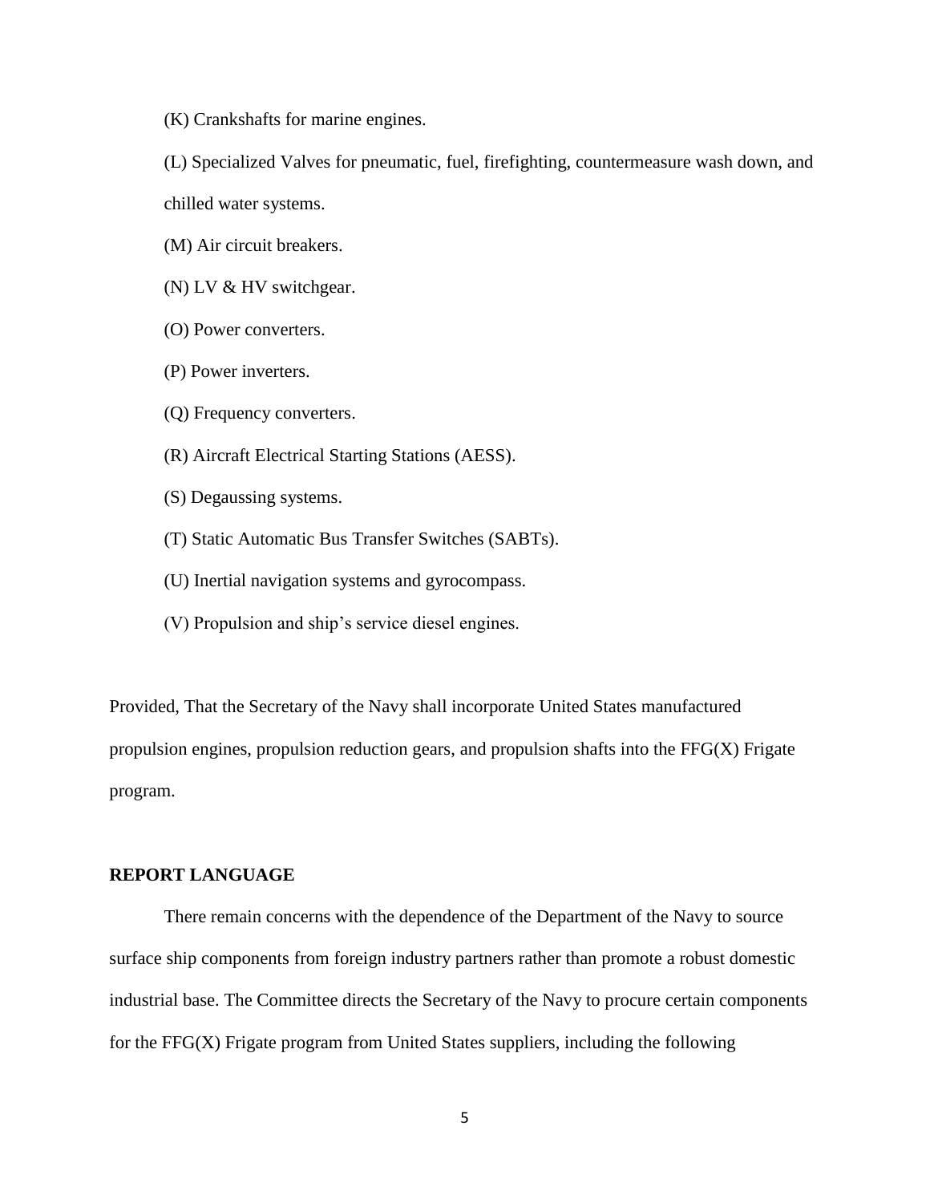(K) Crankshafts for marine engines.

(L) Specialized Valves for pneumatic, fuel, firefighting, countermeasure wash down, and chilled water systems.

(M) Air circuit breakers.

(N) LV & HV switchgear.

(O) Power converters.

(P) Power inverters.

(Q) Frequency converters.

(R) Aircraft Electrical Starting Stations (AESS).

(S) Degaussing systems.

(T) Static Automatic Bus Transfer Switches (SABTs).

(U) Inertial navigation systems and gyrocompass.

(V) Propulsion and ship's service diesel engines.

Provided, That the Secretary of the Navy shall incorporate United States manufactured propulsion engines, propulsion reduction gears, and propulsion shafts into the FFG(X) Frigate program.

**REPORT LANGUAGE**

There remain concerns with the dependence of the Department of the Navy to source surface ship components from foreign industry partners rather than promote a robust domestic industrial base. The Committee directs the Secretary of the Navy to procure certain components for the FFG(X) Frigate program from United States suppliers, including the following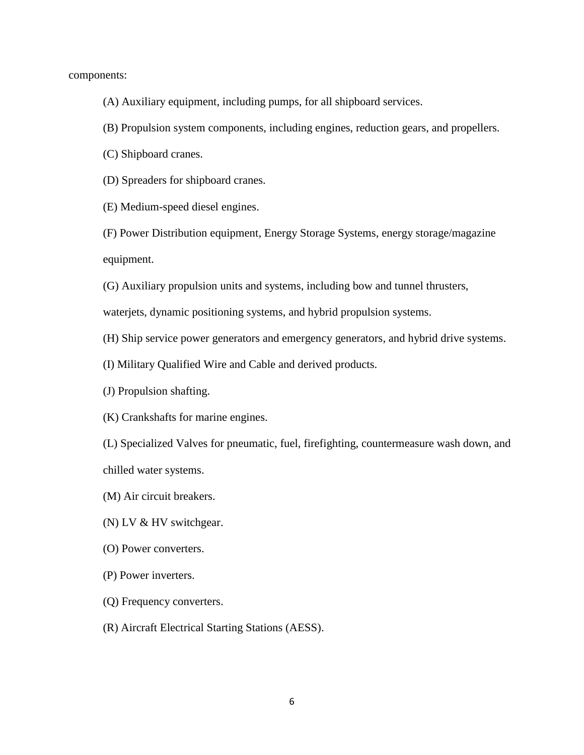components:

(A) Auxiliary equipment, including pumps, for all shipboard services.

(B) Propulsion system components, including engines, reduction gears, and propellers.

(C) Shipboard cranes.

(D) Spreaders for shipboard cranes.

(E) Medium-speed diesel engines.

(F) Power Distribution equipment, Energy Storage Systems, energy storage/magazine equipment.

(G) Auxiliary propulsion units and systems, including bow and tunnel thrusters, waterjets, dynamic positioning systems, and hybrid propulsion systems.

(H) Ship service power generators and emergency generators, and hybrid drive systems.

(I) Military Qualified Wire and Cable and derived products.

(J) Propulsion shafting.

(K) Crankshafts for marine engines.

(L) Specialized Valves for pneumatic, fuel, firefighting, countermeasure wash down, and chilled water systems.

(M) Air circuit breakers.

(N) LV & HV switchgear.

(O) Power converters.

(P) Power inverters.

(Q) Frequency converters.

(R) Aircraft Electrical Starting Stations (AESS).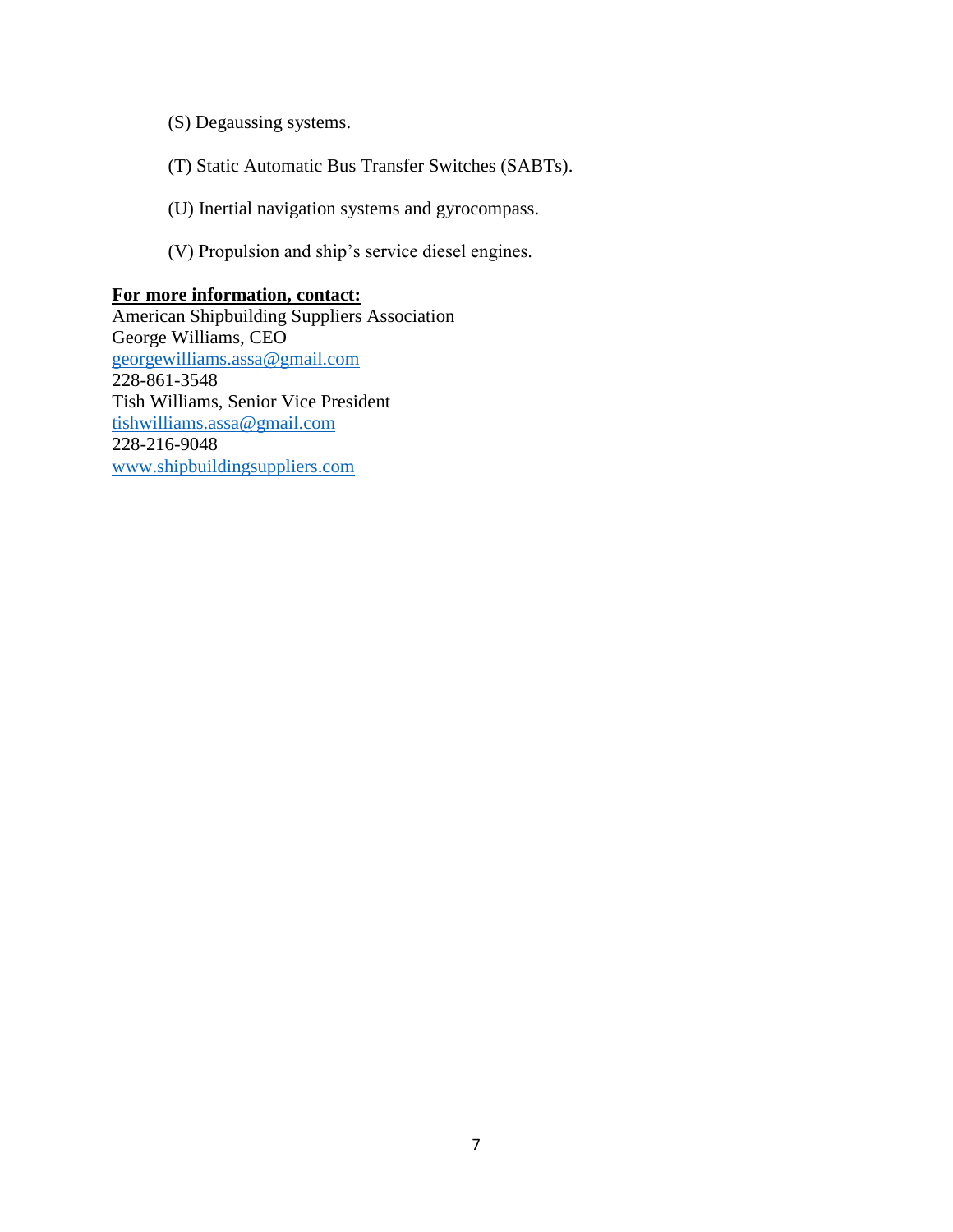(S) Degaussing systems.

(T) Static Automatic Bus Transfer Switches (SABTs).

(U) Inertial navigation systems and gyrocompass.

(V) Propulsion and ship's service diesel engines.

**For more information, contact:**
American Shipbuilding Suppliers Association
George Williams, CEO
georgewilliams.assa@gmail.com
228-861-3548
Tish Williams, Senior Vice President
tishwilliams.assa@gmail.com
228-216-9048
www.shipbuildingsuppliers.com